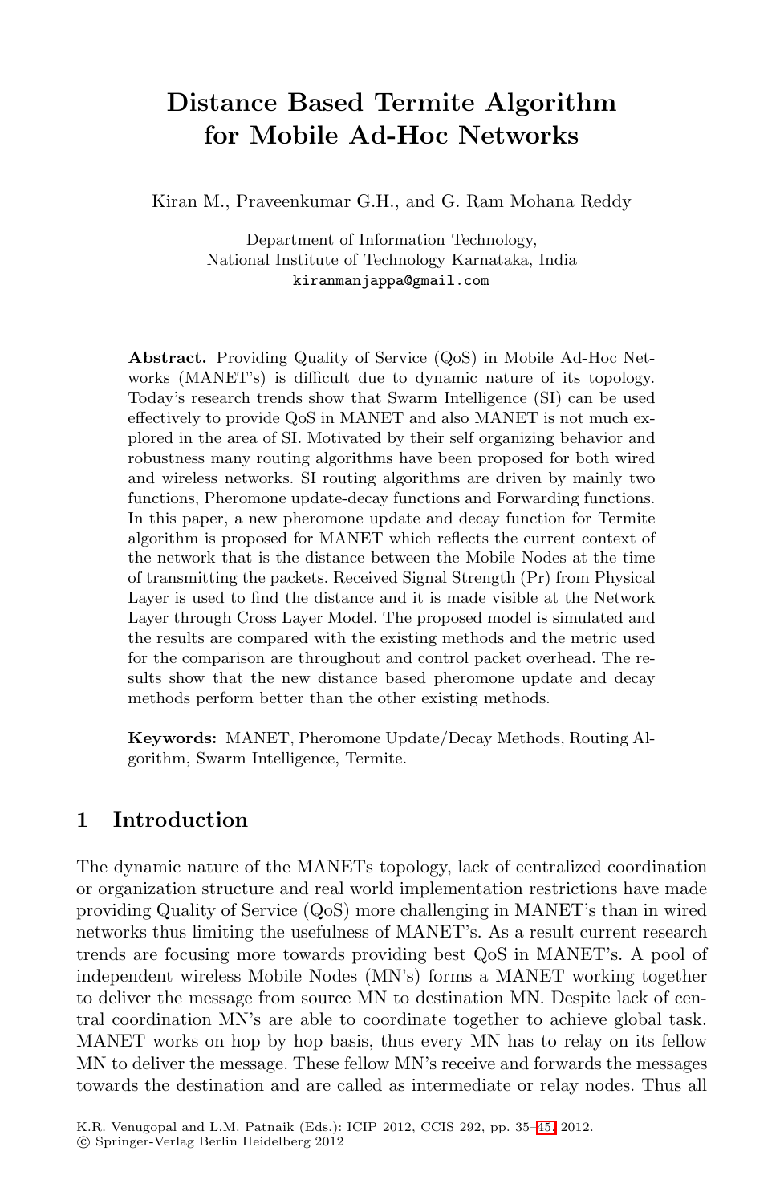# Distance Based Termite Algorithm for Mobile Ad-Hoc Networks

Kiran M., Praveenkumar G.H., and G. Ram Mohana Reddy

Department of Information Technology,
National Institute of Technology Karnataka, India
kiranmanjappa@gmail.com

**Abstract.** Providing Quality of Service (QoS) in Mobile Ad-Hoc Networks (MANET's) is difficult due to dynamic nature of its topology. Today's research trends show that Swarm Intelligence (SI) can be used effectively to provide QoS in MANET and also MANET is not much explored in the area of SI. Motivated by their self organizing behavior and robustness many routing algorithms have been proposed for both wired and wireless networks. SI routing algorithms are driven by mainly two functions, Pheromone update-decay functions and Forwarding functions. In this paper, a new pheromone update and decay function for Termite algorithm is proposed for MANET which reflects the current context of the network that is the distance between the Mobile Nodes at the time of transmitting the packets. Received Signal Strength (Pr) from Physical Layer is used to find the distance and it is made visible at the Network Layer through Cross Layer Model. The proposed model is simulated and the results are compared with the existing methods and the metric used for the comparison are throughout and control packet overhead. The results show that the new distance based pheromone update and decay methods perform better than the other existing methods.

**Keywords:** MANET, Pheromone Update/Decay Methods, Routing Algorithm, Swarm Intelligence, Termite.

## 1 Introduction

The dynamic nature of the MANETs topology, lack of centralized coordination or organization structure and real world implementation restrictions have made providing Quality of Service (QoS) more challenging in MANET's than in wired networks thus limiting the usefulness of MANET's. As a result current research trends are focusing more towards providing best QoS in MANET's. A pool of independent wireless Mobile Nodes (MN's) forms a MANET working together to deliver the message from source MN to destination MN. Despite lack of central coordination MN's are able to coordinate together to achieve global task. MANET works on hop by hop basis, thus every MN has to relay on its fellow MN to deliver the message. These fellow MN's receive and forwards the messages towards the destination and are called as intermediate or relay nodes. Thus all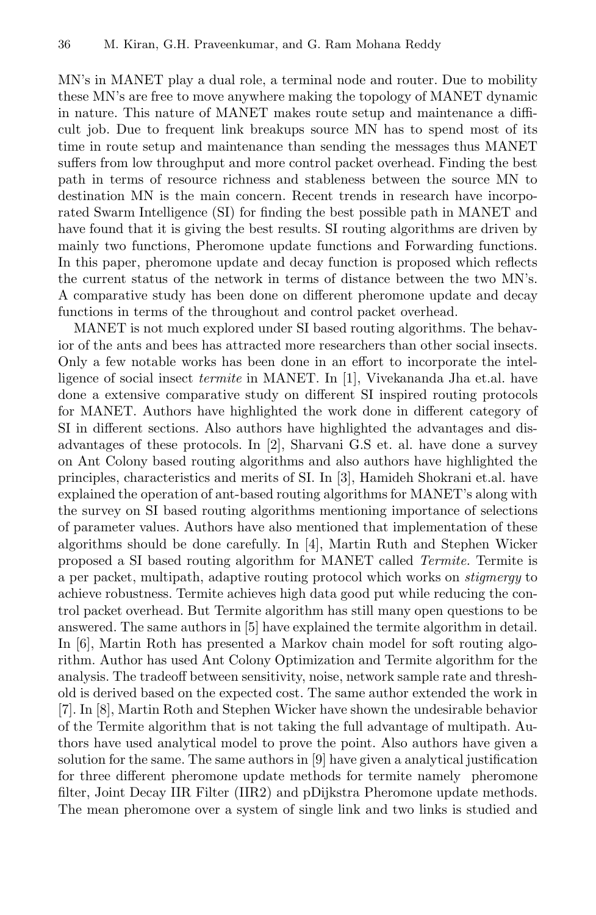MN's in MANET play a dual role, a terminal node and router. Due to mobility these MN's are free to move anywhere making the topology of MANET dynamic in nature. This nature of MANET makes route setup and maintenance a difficult job. Due to frequent link breakups source MN has to spend most of its time in route setup and maintenance than sending the messages thus MANET suffers from low throughput and more control packet overhead. Finding the best path in terms of resource richness and stableness between the source MN to destination MN is the main concern. Recent trends in research have incorporated Swarm Intelligence (SI) for finding the best possible path in MANET and have found that it is giving the best results. SI routing algorithms are driven by mainly two functions, Pheromone update functions and Forwarding functions. In this paper, pheromone update and decay function is proposed which reflects the current status of the network in terms of distance between the two MN's. A comparative study has been done on different pheromone update and decay functions in terms of the throughout and control packet overhead.

MANET is not much explored under SI based routing algorithms. The behavior of the ants and bees has attracted more researchers than other social insects. Only a few notable works has been done in an effort to incorporate the intelligence of social insect *termite* in MANET. In [1], Vivekananda Jha et.al. have done a extensive comparative study on different SI inspired routing protocols for MANET. Authors have highlighted the work done in different category of SI in different sections. Also authors have highlighted the advantages and disadvantages of these protocols. In [2], Sharvani G.S et. al. have done a survey on Ant Colony based routing algorithms and also authors have highlighted the principles, characteristics and merits of SI. In [3], Hamideh Shokrani et.al. have explained the operation of ant-based routing algorithms for MANET's along with the survey on SI based routing algorithms mentioning importance of selections of parameter values. Authors have also mentioned that implementation of these algorithms should be done carefully. In [4], Martin Ruth and Stephen Wicker proposed a SI based routing algorithm for MANET called *Termite*. Termite is a per packet, multipath, adaptive routing protocol which works on *stigmergy* to achieve robustness. Termite achieves high data good put while reducing the control packet overhead. But Termite algorithm has still many open questions to be answered. The same authors in [5] have explained the termite algorithm in detail. In [6], Martin Roth has presented a Markov chain model for soft routing algorithm. Author has used Ant Colony Optimization and Termite algorithm for the analysis. The tradeoff between sensitivity, noise, network sample rate and threshold is derived based on the expected cost. The same author extended the work in [7]. In [8], Martin Roth and Stephen Wicker have shown the undesirable behavior of the Termite algorithm that is not taking the full advantage of multipath. Authors have used analytical model to prove the point. Also authors have given a solution for the same. The same authors in [9] have given a analytical justification for three different pheromone update methods for termite namely pheromone filter, Joint Decay IIR Filter (IIR2) and pDijkstra Pheromone update methods. The mean pheromone over a system of single link and two links is studied and